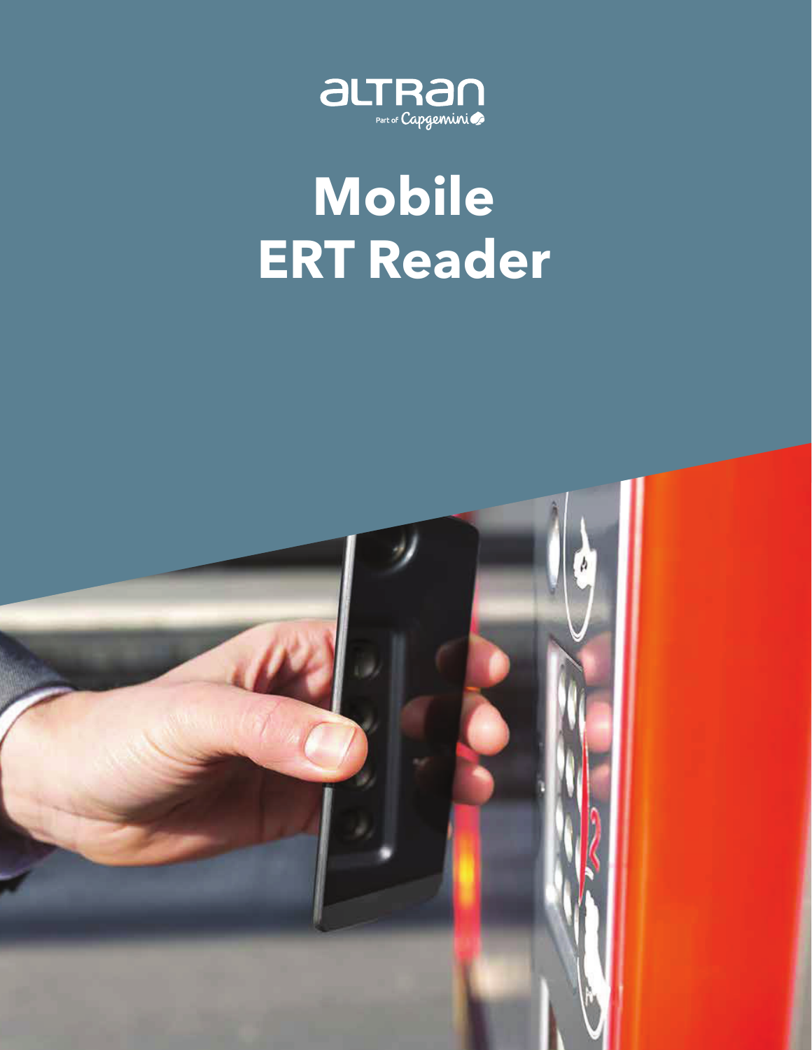altran

Part of Capgemini

# Mobile ERT Reader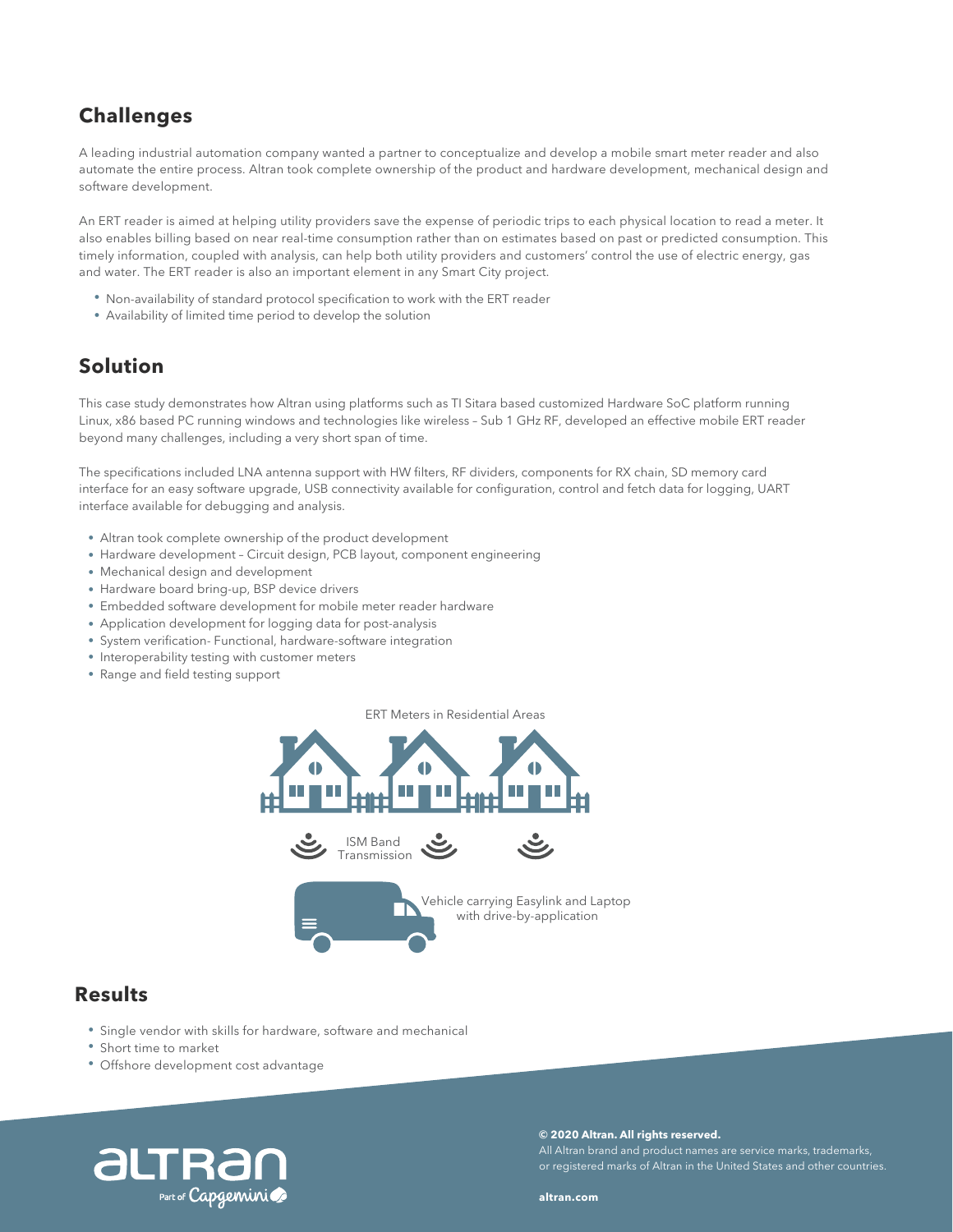## Challenges

A leading industrial automation company wanted a partner to conceptualize and develop a mobile smart meter reader and also automate the entire process. Altran took complete ownership of the product and hardware development, mechanical design and software development.

An ERT reader is aimed at helping utility providers save the expense of periodic trips to each physical location to read a meter. It also enables billing based on near real-time consumption rather than on estimates based on past or predicted consumption. This timely information, coupled with analysis, can help both utility providers and customers' control the use of electric energy, gas and water. The ERT reader is also an important element in any Smart City project.

- Non-availability of standard protocol specification to work with the ERT reader
- Availability of limited time period to develop the solution

## Solution

This case study demonstrates how Altran using platforms such as TI Sitara based customized Hardware SoC platform running Linux, x86 based PC running windows and technologies like wireless – Sub 1 GHz RF, developed an effective mobile ERT reader beyond many challenges, including a very short span of time.

The specifications included LNA antenna support with HW filters, RF dividers, components for RX chain, SD memory card interface for an easy software upgrade, USB connectivity available for configuration, control and fetch data for logging, UART interface available for debugging and analysis.

- Altran took complete ownership of the product development
- Hardware development – Circuit design, PCB layout, component engineering
- Mechanical design and development
- Hardware board bring-up, BSP device drivers
- Embedded software development for mobile meter reader hardware
- Application development for logging data for post-analysis
- System verification- Functional, hardware-software integration
- Interoperability testing with customer meters
- Range and field testing support

ERT Meters in Residential Areas

ISM Band Transmission

Vehicle carrying Easylink and Laptop with drive-by-application

## Results

- Single vendor with skills for hardware, software and mechanical
- Short time to market
- Offshore development cost advantage

**© 2020 Altran. All rights reserved.**
All Altran brand and product names are service marks, trademarks, or registered marks of Altran in the United States and other countries.

**altran.com**